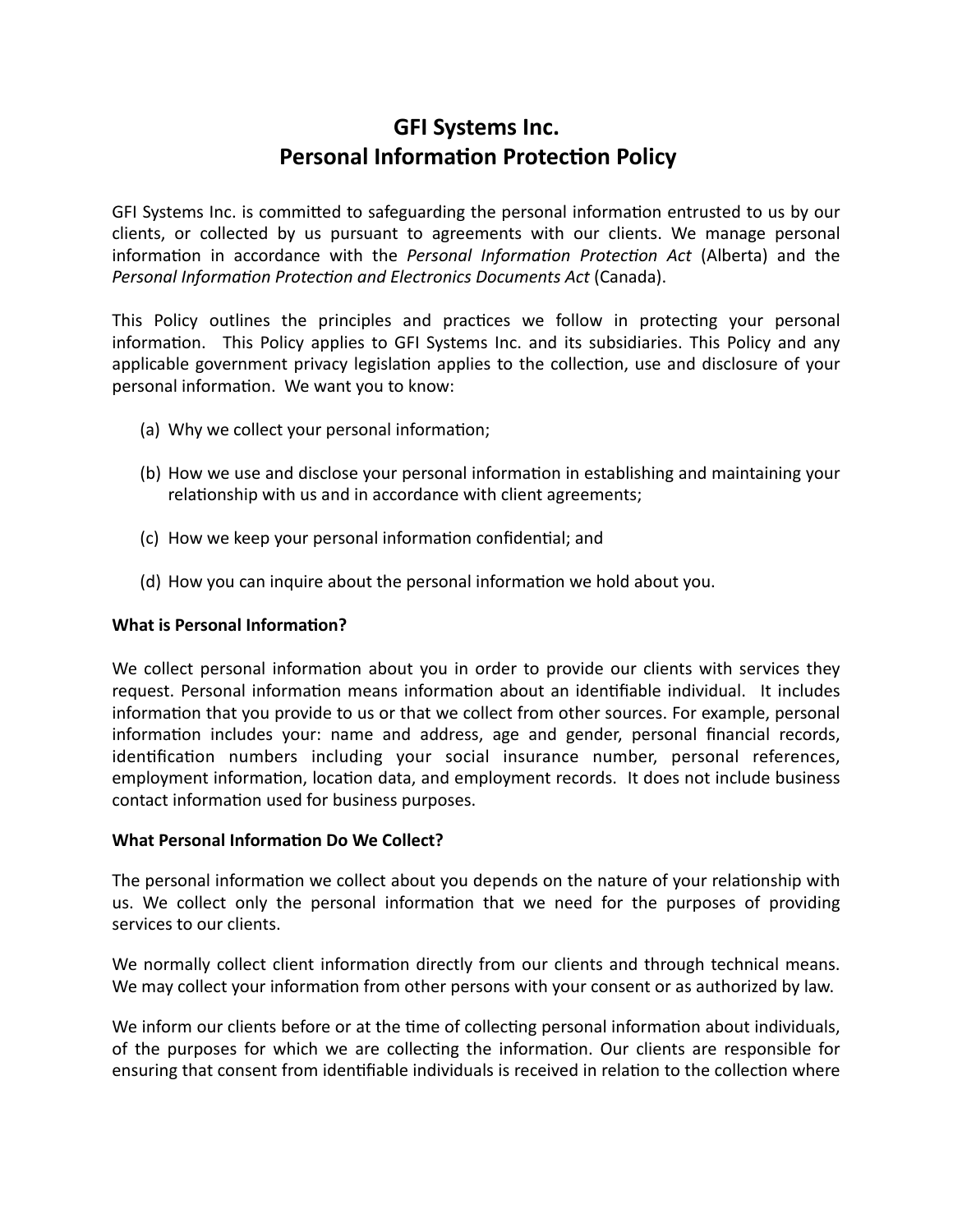# GFI Systems Inc.
# Personal Information Protection Policy

GFI Systems Inc. is committed to safeguarding the personal information entrusted to us by our clients, or collected by us pursuant to agreements with our clients. We manage personal information in accordance with the *Personal Information Protection Act* (Alberta) and the *Personal Information Protection and Electronics Documents Act* (Canada).

This Policy outlines the principles and practices we follow in protecting your personal information. This Policy applies to GFI Systems Inc. and its subsidiaries. This Policy and any applicable government privacy legislation applies to the collection, use and disclosure of your personal information. We want you to know:

(a) Why we collect your personal information;

(b) How we use and disclose your personal information in establishing and maintaining your relationship with us and in accordance with client agreements;

(c) How we keep your personal information confidential; and

(d) How you can inquire about the personal information we hold about you.

**What is Personal Information?**

We collect personal information about you in order to provide our clients with services they request. Personal information means information about an identifiable individual. It includes information that you provide to us or that we collect from other sources. For example, personal information includes your: name and address, age and gender, personal financial records, identification numbers including your social insurance number, personal references, employment information, location data, and employment records. It does not include business contact information used for business purposes.

**What Personal Information Do We Collect?**

The personal information we collect about you depends on the nature of your relationship with us. We collect only the personal information that we need for the purposes of providing services to our clients.

We normally collect client information directly from our clients and through technical means. We may collect your information from other persons with your consent or as authorized by law.

We inform our clients before or at the time of collecting personal information about individuals, of the purposes for which we are collecting the information. Our clients are responsible for ensuring that consent from identifiable individuals is received in relation to the collection where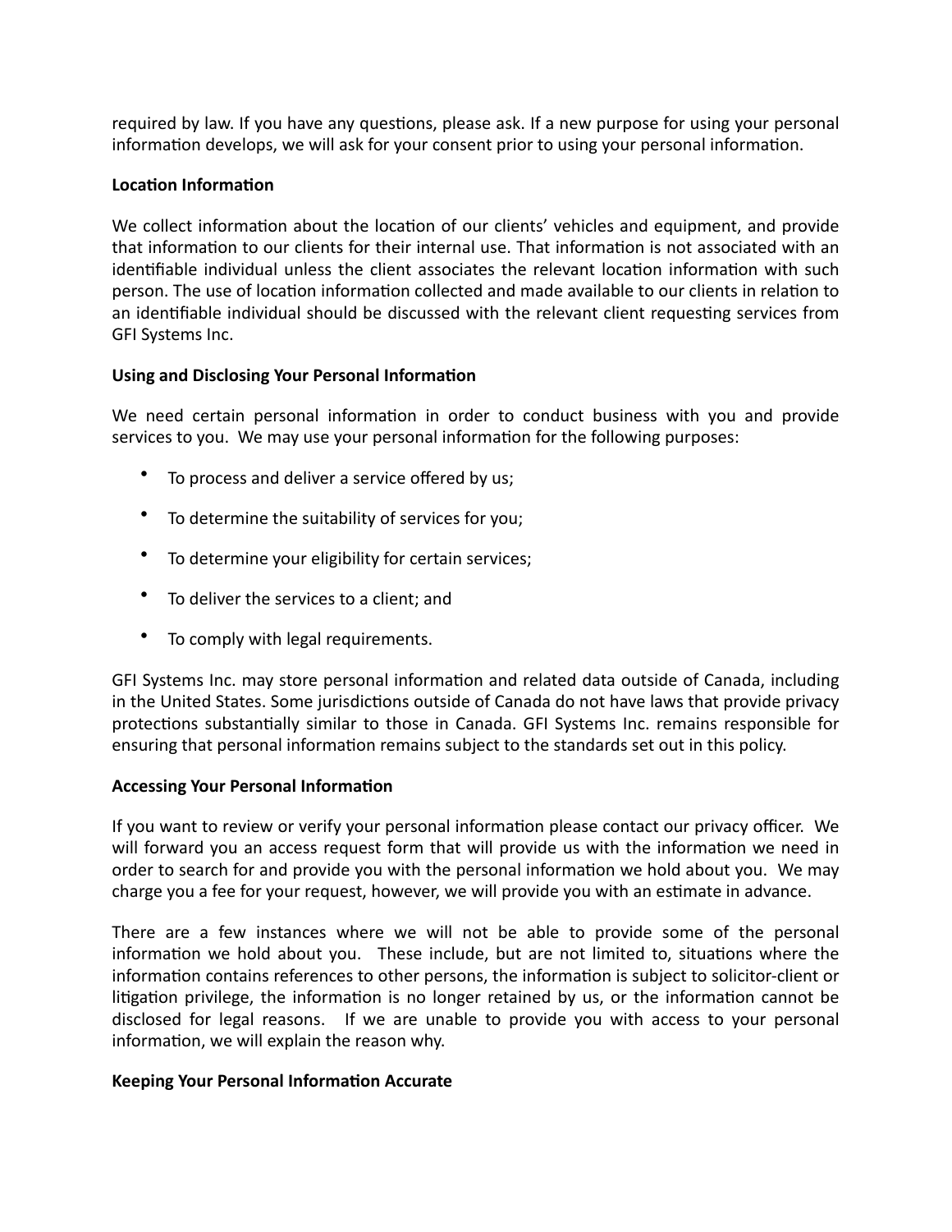required by law. If you have any questions, please ask. If a new purpose for using your personal information develops, we will ask for your consent prior to using your personal information.

**Location Information**

We collect information about the location of our clients' vehicles and equipment, and provide that information to our clients for their internal use. That information is not associated with an identifiable individual unless the client associates the relevant location information with such person. The use of location information collected and made available to our clients in relation to an identifiable individual should be discussed with the relevant client requesting services from GFI Systems Inc.

**Using and Disclosing Your Personal Information**

We need certain personal information in order to conduct business with you and provide services to you. We may use your personal information for the following purposes:

- To process and deliver a service offered by us;
- To determine the suitability of services for you;
- To determine your eligibility for certain services;
- To deliver the services to a client; and
- To comply with legal requirements.

GFI Systems Inc. may store personal information and related data outside of Canada, including in the United States. Some jurisdictions outside of Canada do not have laws that provide privacy protections substantially similar to those in Canada. GFI Systems Inc. remains responsible for ensuring that personal information remains subject to the standards set out in this policy.

**Accessing Your Personal Information**

If you want to review or verify your personal information please contact our privacy officer. We will forward you an access request form that will provide us with the information we need in order to search for and provide you with the personal information we hold about you. We may charge you a fee for your request, however, we will provide you with an estimate in advance.

There are a few instances where we will not be able to provide some of the personal information we hold about you. These include, but are not limited to, situations where the information contains references to other persons, the information is subject to solicitor-client or litigation privilege, the information is no longer retained by us, or the information cannot be disclosed for legal reasons. If we are unable to provide you with access to your personal information, we will explain the reason why.

**Keeping Your Personal Information Accurate**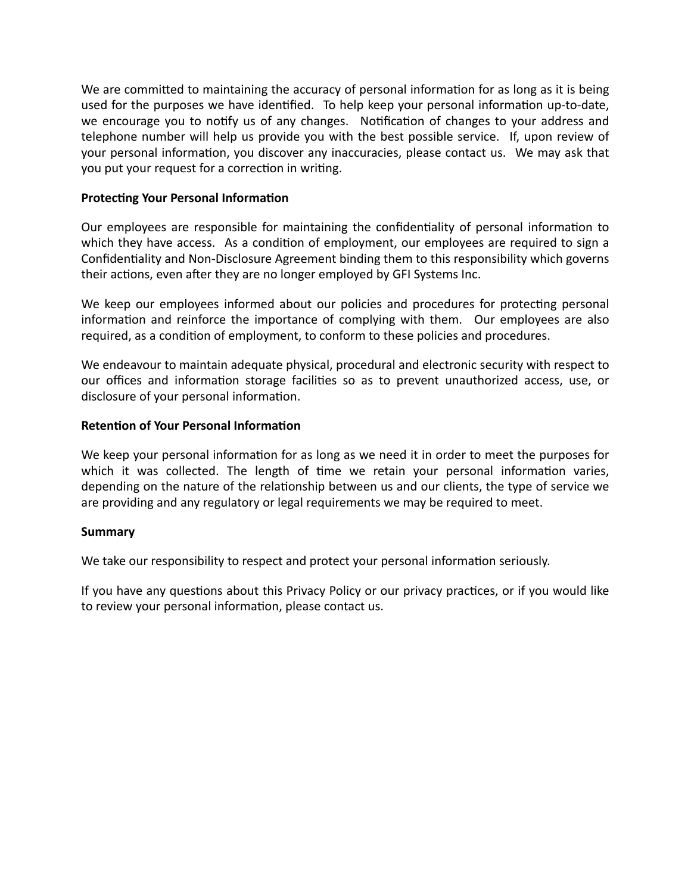We are committed to maintaining the accuracy of personal information for as long as it is being used for the purposes we have identified. To help keep your personal information up-to-date, we encourage you to notify us of any changes. Notification of changes to your address and telephone number will help us provide you with the best possible service. If, upon review of your personal information, you discover any inaccuracies, please contact us. We may ask that you put your request for a correction in writing.

**Protecting Your Personal Information**

Our employees are responsible for maintaining the confidentiality of personal information to which they have access. As a condition of employment, our employees are required to sign a Confidentiality and Non-Disclosure Agreement binding them to this responsibility which governs their actions, even after they are no longer employed by GFI Systems Inc.

We keep our employees informed about our policies and procedures for protecting personal information and reinforce the importance of complying with them. Our employees are also required, as a condition of employment, to conform to these policies and procedures.

We endeavour to maintain adequate physical, procedural and electronic security with respect to our offices and information storage facilities so as to prevent unauthorized access, use, or disclosure of your personal information.

**Retention of Your Personal Information**

We keep your personal information for as long as we need it in order to meet the purposes for which it was collected. The length of time we retain your personal information varies, depending on the nature of the relationship between us and our clients, the type of service we are providing and any regulatory or legal requirements we may be required to meet.

**Summary**

We take our responsibility to respect and protect your personal information seriously.

If you have any questions about this Privacy Policy or our privacy practices, or if you would like to review your personal information, please contact us.